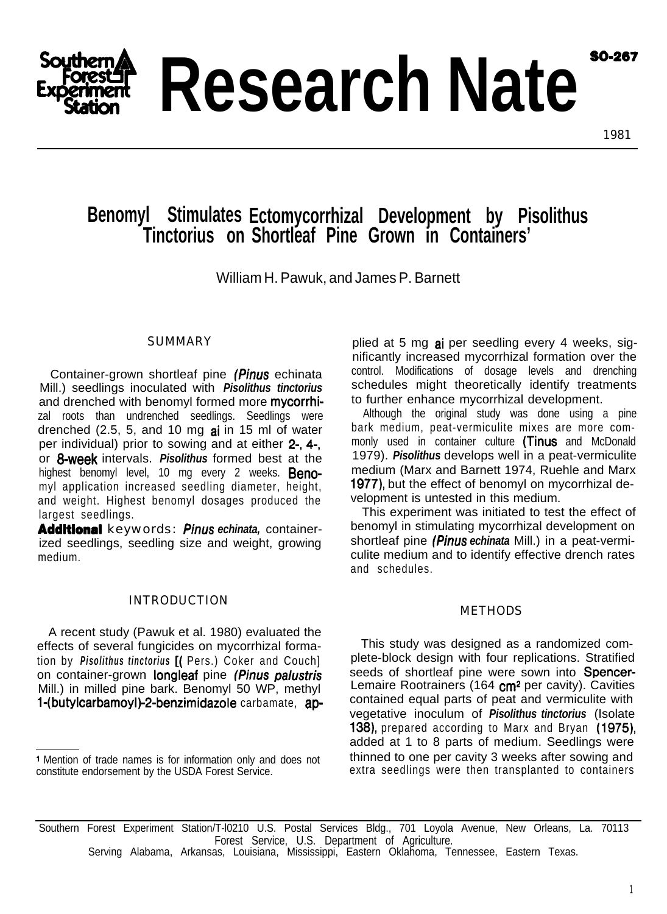# Southern Forest Experiment Station Research Nate

SO-267

1981

## Benomyl Stimulates Ectomycorrhizal Development by Pisolithus Tinctorius on Shortleaf Pine Grown in Containers[1]

William H. Pawuk, and James P. Barnett

### SUMMARY

Container-grown shortleaf pine (*Pinus* echinata Mill.) seedlings inoculated with *Pisolithus tinctorius* and drenched with benomyl formed more mycorrhizal roots than undrenched seedlings. Seedlings were drenched (2.5, 5, and 10 mg ai in 15 ml of water per individual) prior to sowing and at either 2-, 4-, or 8-week intervals. *Pisolithus* formed best at the highest benomyl level, 10 mg every 2 weeks. Benomyl application increased seedling diameter, height, and weight. Highest benomyl dosages produced the largest seedlings.

**Additional** keywords: *Pinus echinata,* containerized seedlings, seedling size and weight, growing medium.

### INTRODUCTION

A recent study (Pawuk et al. 1980) evaluated the effects of several fungicides on mycorrhizal formation by *Pisolithus tinctorius* [( Pers.) Coker and Couch] on container-grown longleaf pine (*Pinus palustris* Mill.) in milled pine bark. Benomyl 50 WP, methyl 1-(butylcarbamoyl)-2-benzimidazole carbamate, applied at 5 mg ai per seedling every 4 weeks, significantly increased mycorrhizal formation over the control. Modifications of dosage levels and drenching schedules might theoretically identify treatments to further enhance mycorrhizal development.

Although the original study was done using a pine bark medium, peat-vermiculite mixes are more commonly used in container culture (Tinus and McDonald 1979). *Pisolithus* develops well in a peat-vermiculite medium (Marx and Barnett 1974, Ruehle and Marx 1977), but the effect of benomyl on mycorrhizal development is untested in this medium.

This experiment was initiated to test the effect of benomyl in stimulating mycorrhizal development on shortleaf pine (*Pinus echinata* Mill.) in a peat-vermiculite medium and to identify effective drench rates and schedules.

### METHODS

This study was designed as a randomized complete-block design with four replications. Stratified seeds of shortleaf pine were sown into Spencer-Lemaire Rootrainers (164 $cm^2$ per cavity). Cavities contained equal parts of peat and vermiculite with vegetative inoculum of *Pisolithus tinctorius* (Isolate 138), prepared according to Marx and Bryan (1975), added at 1 to 8 parts of medium. Seedlings were thinned to one per cavity 3 weeks after sowing and extra seedlings were then transplanted to containers

[1] Mention of trade names is for information only and does not constitute endorsement by the USDA Forest Service.

Southern Forest Experiment Station/T-l0210 U.S. Postal Services Bldg., 701 Loyola Avenue, New Orleans, La. 70113
Forest Service, U.S. Department of Agriculture.
Serving Alabama, Arkansas, Louisiana, Mississippi, Eastern Oklahoma, Tennessee, Eastern Texas.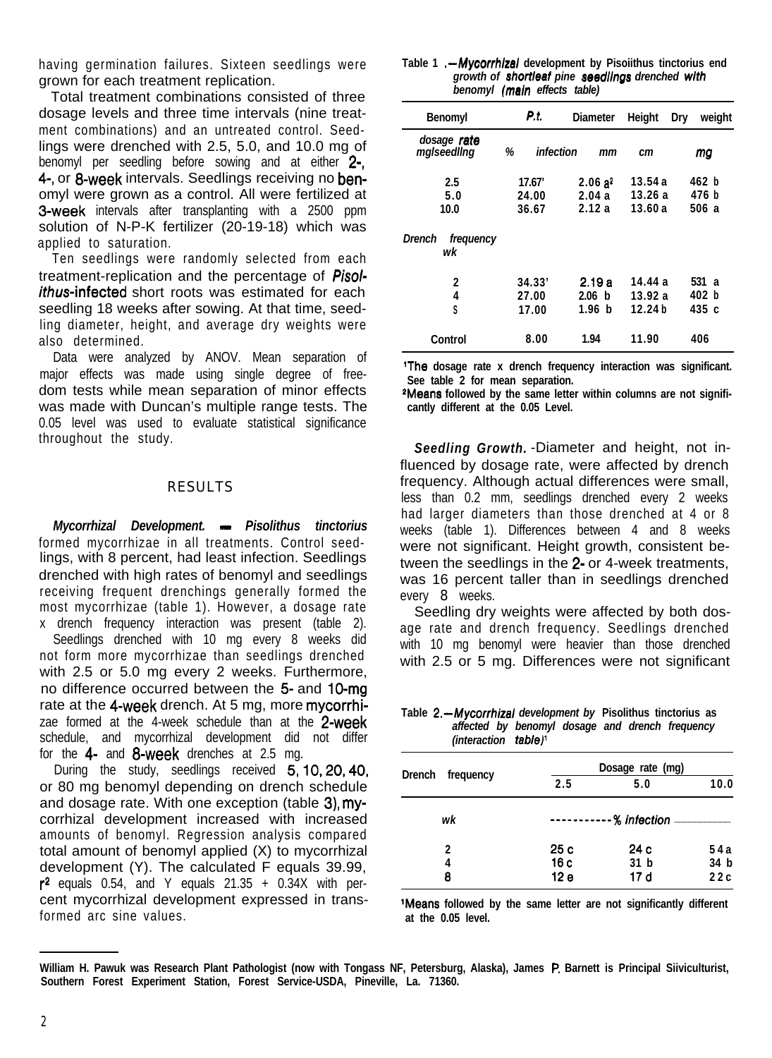having germination failures. Sixteen seedlings were grown for each treatment replication.

Total treatment combinations consisted of three dosage levels and three time intervals (nine treatment combinations) and an untreated control. Seedlings were drenched with 2.5, 5.0, and 10.0 mg of benomyl per seedling before sowing and at either 2-, 4-, or 8-week intervals. Seedlings receiving no benomyl were grown as a control. All were fertilized at 3-week intervals after transplanting with a 2500 ppm solution of N-P-K fertilizer (20-19-18) which was applied to saturation.

Ten seedlings were randomly selected from each treatment-replication and the percentage of *Pisolithus*-infected short roots was estimated for each seedling 18 weeks after sowing. At that time, seedling diameter, height, and average dry weights were also determined.

Data were analyzed by ANOV. Mean separation of major effects was made using single degree of freedom tests while mean separation of minor effects was made with Duncan's multiple range tests. The 0.05 level was used to evaluate statistical significance throughout the study.

## RESULTS

***Mycorrhizal Development.*** — ***Pisolithus tinctorius*** formed mycorrhizae in all treatments. Control seedlings, with 8 percent, had least infection. Seedlings drenched with high rates of benomyl and seedlings receiving frequent drenchings generally formed the most mycorrhizae (table 1). However, a dosage rate x drench frequency interaction was present (table 2).

Seedlings drenched with 10 mg every 8 weeks did not form more mycorrhizae than seedlings drenched with 2.5 or 5.0 mg every 2 weeks. Furthermore, no difference occurred between the 5- and 10-mg rate at the 4-week drench. At 5 mg, more mycorrhizae formed at the 4-week schedule than at the 2-week schedule, and mycorrhizal development did not differ for the 4- and 8-week drenches at 2.5 mg.

During the study, seedlings received 5, 10, 20, 40, or 80 mg benomyl depending on drench schedule and dosage rate. With one exception (table 3), mycorrhizal development increased with increased amounts of benomyl. Regression analysis compared total amount of benomyl applied (X) to mycorrhizal development (Y). The calculated F equals 39.99, $r^2$ equals 0.54, and Y equals 21.35 + 0.34X with percent mycorrhizal development expressed in transformed arc sine values.

**Table 1.—*Mycorrhizal* development by *Pisolithus tinctorius* and growth of *shortleaf pine seedlings* drenched *with benomyl (main effects table)***

| Benomyl | *P.t.* | Diameter | Height | Dry weight |
|---|---|---|---|---|
| *dosage rate mg/seedling* | *% infection* | *mm* | *cm* | *mg* |
| 2.5 | 17.67[1] | 2.06 a[2] | 13.54 a | 462 b |
| 5.0 | 24.00 | 2.04 a | 13.26 a | 476 b |
| 10.0 | 36.67 | 2.12 a | 13.60 a | 506 a |
| *Drench frequency wk* | | | | |
| 2 | 34.33[1] | 2.19 a | 14.44 a | 531 a |
| 4 | 27.00 | 2.06 b | 13.92 a | 402 b |
| 8 | 17.00 | 1.96 b | 12.24 b | 435 c |
| Control | 8.00 | 1.94 | 11.90 | 406 |

[1]The dosage rate x drench frequency interaction was significant. See table 2 for mean separation.

[2]Means followed by the same letter within columns are not significantly different at the 0.05 Level.

***Seedling Growth.*** -Diameter and height, not influenced by dosage rate, were affected by drench frequency. Although actual differences were small, less than 0.2 mm, seedlings drenched every 2 weeks had larger diameters than those drenched at 4 or 8 weeks (table 1). Differences between 4 and 8 weeks were not significant. Height growth, consistent between the seedlings in the 2- or 4-week treatments, was 16 percent taller than in seedlings drenched every 8 weeks.

Seedling dry weights were affected by both dosage rate and drench frequency. Seedlings drenched with 10 mg benomyl were heavier than those drenched with 2.5 or 5 mg. Differences were not significant

**Table 2.—*Mycorrhizal development by* Pisolithus tinctorius *as affected by benomyl dosage and drench frequency (interaction table)*[1]**

| Drench frequency | Dosage rate (mg) | | |
|---|---|---|---|
| | 2.5 | 5.0 | 10.0 |
| *wk* | *% infection* | | |
| 2 | 25 c | 24 c | 54 a |
| 4 | 16 c | 31 b | 34 b |
| 8 | 12 e | 17 d | 22 c |

[1]Means followed by the same letter are not significantly different at the 0.05 level.

William H. Pawuk was Research Plant Pathologist (now with Tongass NF, Petersburg, Alaska), James P. Barnett is Principal Siiviculturist, Southern Forest Experiment Station, Forest Service-USDA, Pineville, La. 71360.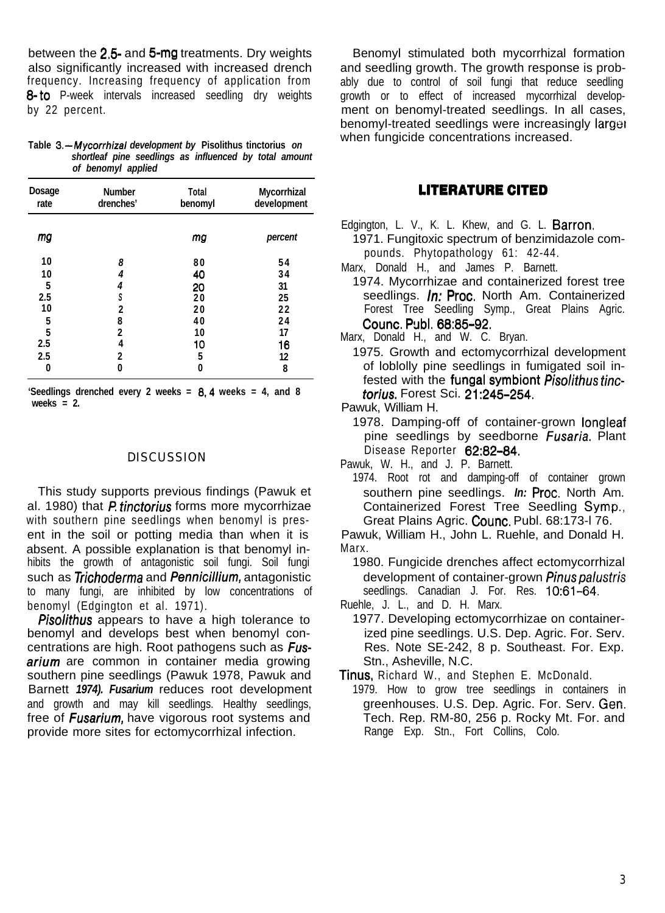between the 2.5- and 5-mg treatments. Dry weights also significantly increased with increased drench frequency. Increasing frequency of application from 8- to P-week intervals increased seedling dry weights by 22 percent.

**Table 3.—*Mycorrhizal development by* Pisolithus tinctorius *on shortleaf pine seedlings as influenced by total amount of benomyl applied***

| Dosage rate | Number drenches' | Total benomyl | Mycorrhizal development |
|---|---|---|---|
| *mg* | | *mg* | *percent* |
| 10 | 8 | 80 | 54 |
| 10 | 4 | 40 | 34 |
| 5 | 4 | 20 | 31 |
| 2.5 | S | 20 | 25 |
| 10 | 2 | 20 | 22 |
| 5 | 8 | 40 | 24 |
| 5 | 2 | 10 | 17 |
| 2.5 | 4 | 10 | 16 |
| 2.5 | 2 | 5 | 12 |
| 0 | 0 | 0 | 8 |

'Seedlings drenched every 2 weeks = 8, 4 weeks = 4, and 8 weeks = 2.

## DISCUSSION

This study supports previous findings (Pawuk et al. 1980) that *P. tinctorius* forms more mycorrhizae with southern pine seedlings when benomyl is present in the soil or potting media than when it is absent. A possible explanation is that benomyl inhibits the growth of antagonistic soil fungi. Soil fungi such as *Trichoderma* and *Pennicillium,* antagonistic to many fungi, are inhibited by low concentrations of benomyl (Edgington et al. 1971).

*Pisolithus* appears to have a high tolerance to benomyl and develops best when benomyl concentrations are high. Root pathogens such as *Fusarium* are common in container media growing southern pine seedlings (Pawuk 1978, Pawuk and Barnett 1974). *Fusarium* reduces root development and growth and may kill seedlings. Healthy seedlings, free of *Fusarium,* have vigorous root systems and provide more sites for ectomycorrhizal infection.

Benomyl stimulated both mycorrhizal formation and seedling growth. The growth response is probably due to control of soil fungi that reduce seedling growth or to effect of increased mycorrhizal development on benomyl-treated seedlings. In all cases, benomyl-treated seedlings were increasingly larger when fungicide concentrations increased.

## LITERATURE CITED

Edgington, L. V., K. L. Khew, and G. L. Barron. 1971. Fungitoxic spectrum of benzimidazole compounds. Phytopathology 61: 42-44.

Marx, Donald H., and James P. Barnett. 1974. Mycorrhizae and containerized forest tree seedlings. *In:* Proc. North Am. Containerized Forest Tree Seedling Symp., Great Plains Agric. Counc. Publ. 68:85-92.

Marx, Donald H., and W. C. Bryan. 1975. Growth and ectomycorrhizal development of loblolly pine seedlings in fumigated soil infested with the fungal symbiont *Pisolithus tinctorius.* Forest Sci. 21:245-254.

Pawuk, William H. 1978. Damping-off of container-grown longleaf pine seedlings by seedborne *Fusaria.* Plant Disease Reporter 62:82-84.

Pawuk, W. H., and J. P. Barnett. 1974. Root rot and damping-off of container grown southern pine seedlings. *In:* Proc. North Am. Containerized Forest Tree Seedling Symp., Great Plains Agric. Counc. Publ. 68:173-176.

Pawuk, William H., John L. Ruehle, and Donald H. Marx. 1980. Fungicide drenches affect ectomycorrhizal development of container-grown *Pinus palustris* seedlings. Canadian J. For. Res. 10:61-64.

Ruehle, J. L., and D. H. Marx. 1977. Developing ectomycorrhizae on containerized pine seedlings. U.S. Dep. Agric. For. Serv. Res. Note SE-242, 8 p. Southeast. For. Exp. Stn., Asheville, N.C.

Tinus, Richard W., and Stephen E. McDonald. 1979. How to grow tree seedlings in containers in greenhouses. U.S. Dep. Agric. For. Serv. Gen. Tech. Rep. RM-80, 256 p. Rocky Mt. For. and Range Exp. Stn., Fort Collins, Colo.